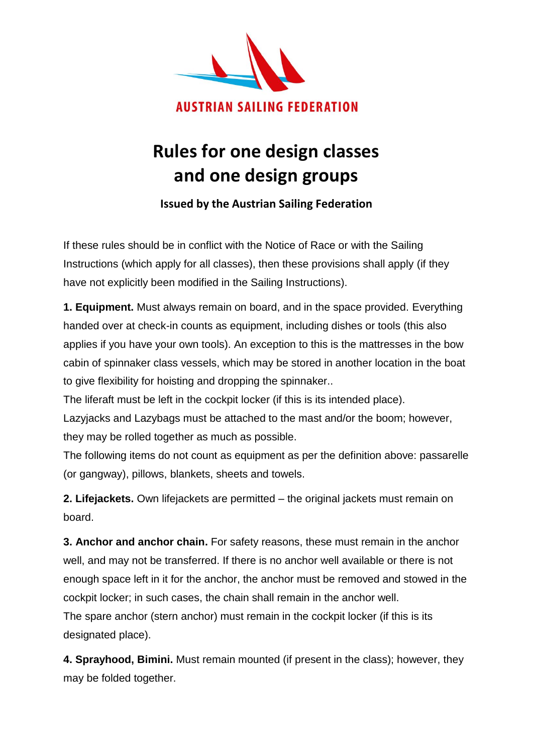AUSTRIAN SAILING FEDERATION

# Rules for one design classes and one design groups

**Issued by the Austrian Sailing Federation**

If these rules should be in conflict with the Notice of Race or with the Sailing Instructions (which apply for all classes), then these provisions shall apply (if they have not explicitly been modified in the Sailing Instructions).

**1. Equipment.** Must always remain on board, and in the space provided. Everything handed over at check-in counts as equipment, including dishes or tools (this also applies if you have your own tools). An exception to this is the mattresses in the bow cabin of spinnaker class vessels, which may be stored in another location in the boat to give flexibility for hoisting and dropping the spinnaker..
The liferaft must be left in the cockpit locker (if this is its intended place).
Lazyjacks and Lazybags must be attached to the mast and/or the boom; however, they may be rolled together as much as possible.
The following items do not count as equipment as per the definition above: passarelle (or gangway), pillows, blankets, sheets and towels.

**2. Lifejackets.** Own lifejackets are permitted – the original jackets must remain on board.

**3. Anchor and anchor chain.** For safety reasons, these must remain in the anchor well, and may not be transferred. If there is no anchor well available or there is not enough space left in it for the anchor, the anchor must be removed and stowed in the cockpit locker; in such cases, the chain shall remain in the anchor well.
The spare anchor (stern anchor) must remain in the cockpit locker (if this is its designated place).

**4. Sprayhood, Bimini.** Must remain mounted (if present in the class); however, they may be folded together.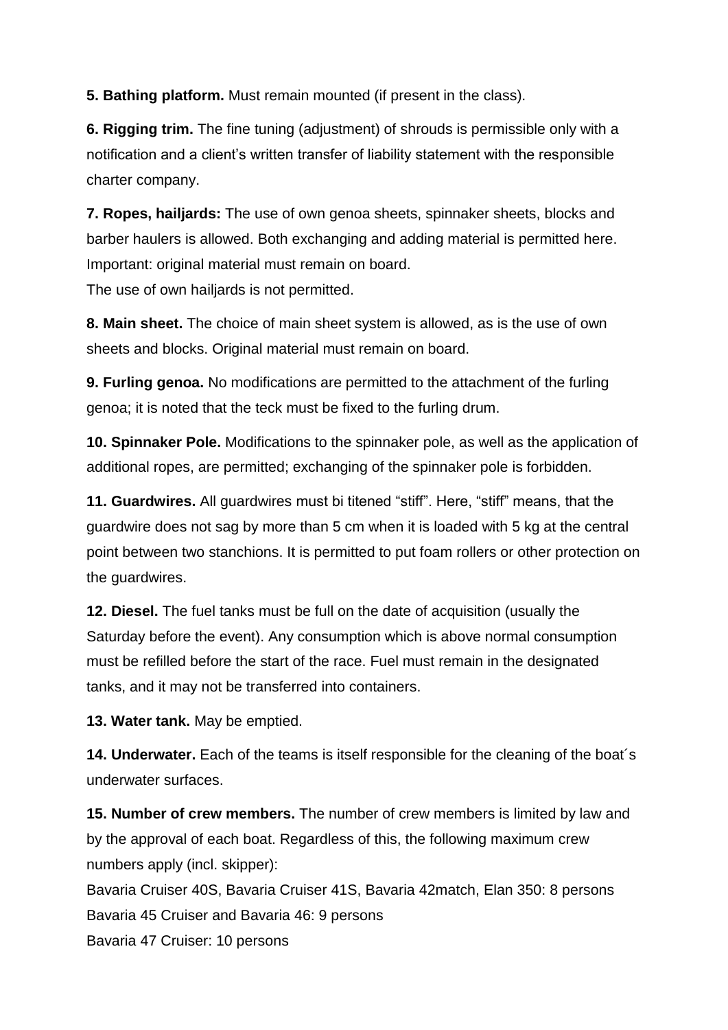**5. Bathing platform.** Must remain mounted (if present in the class).

**6. Rigging trim.** The fine tuning (adjustment) of shrouds is permissible only with a notification and a client's written transfer of liability statement with the responsible charter company.

**7. Ropes, hailjards:** The use of own genoa sheets, spinnaker sheets, blocks and barber haulers is allowed. Both exchanging and adding material is permitted here. Important: original material must remain on board.
The use of own hailjards is not permitted.

**8. Main sheet.** The choice of main sheet system is allowed, as is the use of own sheets and blocks. Original material must remain on board.

**9. Furling genoa.** No modifications are permitted to the attachment of the furling genoa; it is noted that the teck must be fixed to the furling drum.

**10. Spinnaker Pole.** Modifications to the spinnaker pole, as well as the application of additional ropes, are permitted; exchanging of the spinnaker pole is forbidden.

**11. Guardwires.** All guardwires must bi titened "stiff". Here, "stiff" means, that the guardwire does not sag by more than 5 cm when it is loaded with 5 kg at the central point between two stanchions. It is permitted to put foam rollers or other protection on the guardwires.

**12. Diesel.** The fuel tanks must be full on the date of acquisition (usually the Saturday before the event). Any consumption which is above normal consumption must be refilled before the start of the race. Fuel must remain in the designated tanks, and it may not be transferred into containers.

**13. Water tank.** May be emptied.

**14. Underwater.** Each of the teams is itself responsible for the cleaning of the boat´s underwater surfaces.

**15. Number of crew members.** The number of crew members is limited by law and by the approval of each boat. Regardless of this, the following maximum crew numbers apply (incl. skipper):
Bavaria Cruiser 40S, Bavaria Cruiser 41S, Bavaria 42match, Elan 350: 8 persons
Bavaria 45 Cruiser and Bavaria 46: 9 persons
Bavaria 47 Cruiser: 10 persons